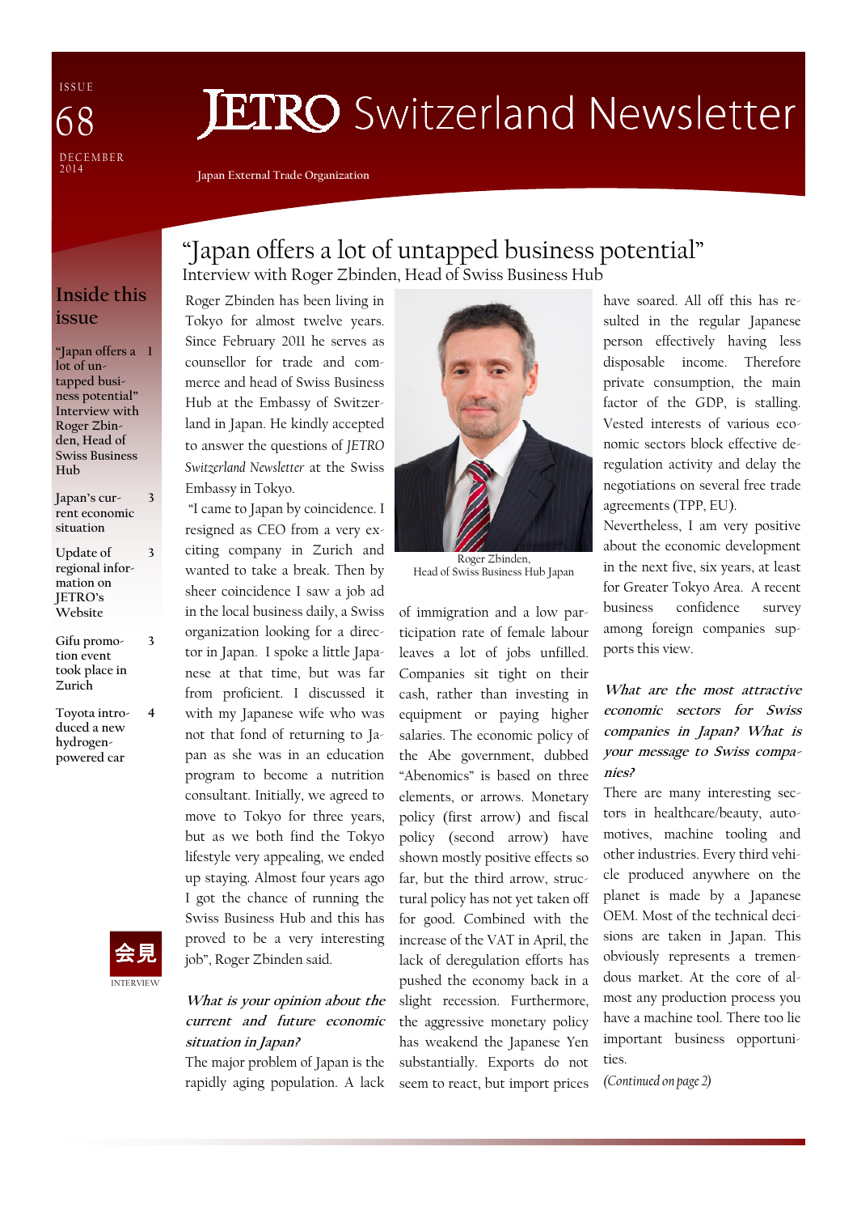ISSUE 68

DECEMBER 2014

# JETRO Switzerland Newsletter

Japan External Trade Organization

## Inside this issue

- "Japan offers a lot of untapped business potential" Interview with Roger Zbinden, Head of Swiss Business Hub — 1
- Japan's current economic situation — 3
- Update of regional information on JETRO's Website — 3
- Gifu promotion event took place in Zurich — 3
- Toyota introduced a new hydrogen-powered car — 4

会見

INTERVIEW

# "Japan offers a lot of untapped business potential"

## Interview with Roger Zbinden, Head of Swiss Business Hub

Roger Zbinden has been living in Tokyo for almost twelve years. Since February 2011 he serves as counsellor for trade and commerce and head of Swiss Business Hub at the Embassy of Switzerland in Japan. He kindly accepted to answer the questions of *JETRO Switzerland Newsletter* at the Swiss Embassy in Tokyo.

"I came to Japan by coincidence. I resigned as CEO from a very exciting company in Zurich and wanted to take a break. Then by sheer coincidence I saw a job ad in the local business daily, a Swiss organization looking for a director in Japan. I spoke a little Japanese at that time, but was far from proficient. I discussed it with my Japanese wife who was not that fond of returning to Japan as she was in an education program to become a nutrition consultant. Initially, we agreed to move to Tokyo for three years, but as we both find the Tokyo lifestyle very appealing, we ended up staying. Almost four years ago I got the chance of running the Swiss Business Hub and this has proved to be a very interesting job", Roger Zbinden said.

Roger Zbinden,
Head of Swiss Business Hub Japan

***What is your opinion about the current and future economic situation in Japan?***

The major problem of Japan is the rapidly aging population. A lack of immigration and a low participation rate of female labour leaves a lot of jobs unfilled. Companies sit tight on their cash, rather than investing in equipment or paying higher salaries. The economic policy of the Abe government, dubbed "Abenomics" is based on three elements, or arrows. Monetary policy (first arrow) and fiscal policy (second arrow) have shown mostly positive effects so far, but the third arrow, structural policy has not yet taken off for good. Combined with the increase of the VAT in April, the lack of deregulation efforts has pushed the economy back in a slight recession. Furthermore, the aggressive monetary policy has weakend the Japanese Yen substantially. Exports do not seem to react, but import prices have soared. All off this has resulted in the regular Japanese person effectively having less disposable income. Therefore private consumption, the main factor of the GDP, is stalling. Vested interests of various economic sectors block effective deregulation activity and delay the negotiations on several free trade agreements (TPP, EU).

Nevertheless, I am very positive about the economic development in the next five, six years, at least for Greater Tokyo Area. A recent business confidence survey among foreign companies supports this view.

***What are the most attractive economic sectors for Swiss companies in Japan? What is your message to Swiss companies?***

There are many interesting sectors in healthcare/beauty, automotives, machine tooling and other industries. Every third vehicle produced anywhere on the planet is made by a Japanese OEM. Most of the technical decisions are taken in Japan. This obviously represents a tremendous market. At the core of almost any production process you have a machine tool. There too lie important business opportunities.

*(Continued on page 2)*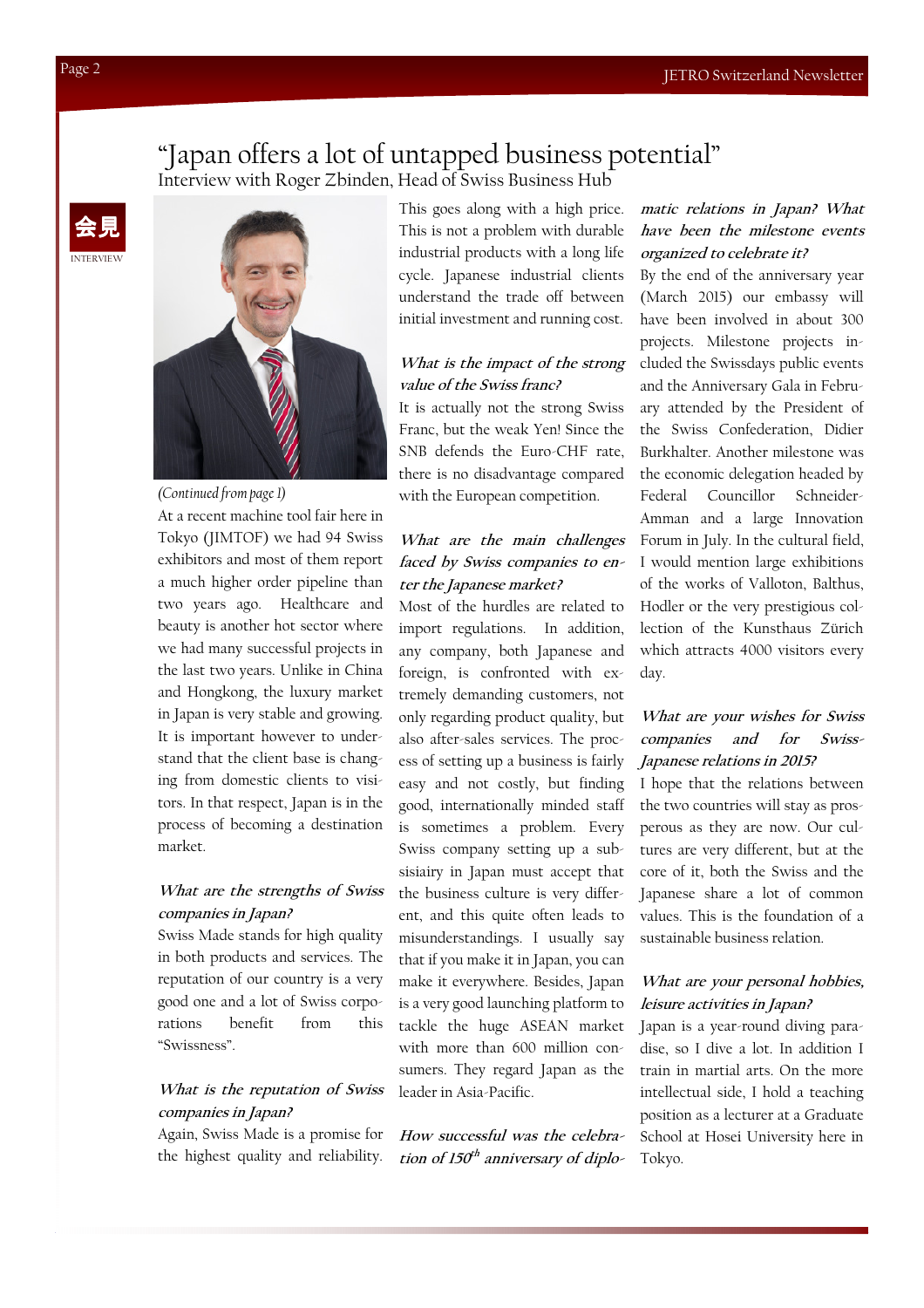# "Japan offers a lot of untapped business potential"

## Interview with Roger Zbinden, Head of Swiss Business Hub

会見

INTERVIEW

*(Continued from page 1)*

At a recent machine tool fair here in Tokyo (JIMTOF) we had 94 Swiss exhibitors and most of them report a much higher order pipeline than two years ago. Healthcare and beauty is another hot sector where we had many successful projects in the last two years. Unlike in China and Hongkong, the luxury market in Japan is very stable and growing. It is important however to understand that the client base is changing from domestic clients to visitors. In that respect, Japan is in the process of becoming a destination market.

***What are the strengths of Swiss companies in Japan?***

Swiss Made stands for high quality in both products and services. The reputation of our country is a very good one and a lot of Swiss corporations benefit from this "Swissness".

***What is the reputation of Swiss companies in Japan?***

Again, Swiss Made is a promise for the highest quality and reliability. This goes along with a high price. This is not a problem with durable industrial products with a long life cycle. Japanese industrial clients understand the trade off between initial investment and running cost.

***What is the impact of the strong value of the Swiss franc?***

It is actually not the strong Swiss Franc, but the weak Yen! Since the SNB defends the Euro-CHF rate, there is no disadvantage compared with the European competition.

***What are the main challenges faced by Swiss companies to enter the Japanese market?***

Most of the hurdles are related to import regulations. In addition, any company, both Japanese and foreign, is confronted with extremely demanding customers, not only regarding product quality, but also after-sales services. The process of setting up a business is fairly easy and not costly, but finding good, internationally minded staff is sometimes a problem. Every Swiss company setting up a subsisiairy in Japan must accept that the business culture is very different, and this quite often leads to misunderstandings. I usually say that if you make it in Japan, you can make it everywhere. Besides, Japan is a very good launching platform to tackle the huge ASEAN market with more than 600 million consumers. They regard Japan as the leader in Asia-Pacific.

***How successful was the celebration of 150th anniversary of diplomatic relations in Japan? What have been the milestone events organized to celebrate it?***

By the end of the anniversary year (March 2015) our embassy will have been involved in about 300 projects. Milestone projects included the Swissdays public events and the Anniversary Gala in February attended by the President of the Swiss Confederation, Didier Burkhalter. Another milestone was the economic delegation headed by Federal Councillor Schneider-Amman and a large Innovation Forum in July. In the cultural field, I would mention large exhibitions of the works of Valloton, Balthus, Hodler or the very prestigious collection of the Kunsthaus Zürich which attracts 4000 visitors every day.

***What are your wishes for Swiss companies and for Swiss-Japanese relations in 2015?***

I hope that the relations between the two countries will stay as prosperous as they are now. Our cultures are very different, but at the core of it, both the Swiss and the Japanese share a lot of common values. This is the foundation of a sustainable business relation.

***What are your personal hobbies, leisure activities in Japan?***

Japan is a year-round diving paradise, so I dive a lot. In addition I train in martial arts. On the more intellectual side, I hold a teaching position as a lecturer at a Graduate School at Hosei University here in Tokyo.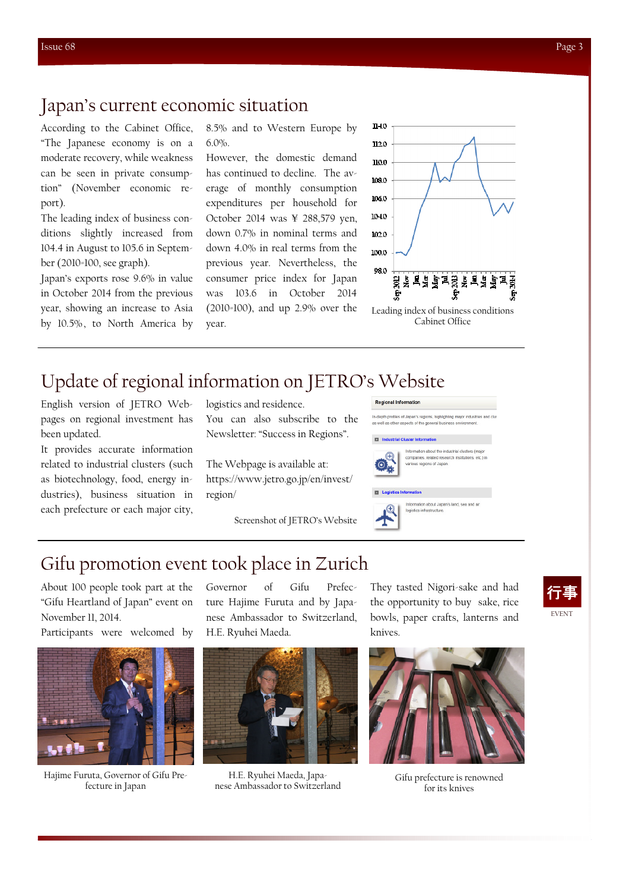# Japan's current economic situation

According to the Cabinet Office, "The Japanese economy is on a moderate recovery, while weakness can be seen in private consumption" (November economic report).

The leading index of business conditions slightly increased from 104.4 in August to 105.6 in September (2010=100, see graph).

Japan's exports rose 9.6% in value in October 2014 from the previous year, showing an increase to Asia by 10.5%, to North America by 8.5% and to Western Europe by 6.0%.

However, the domestic demand has continued to decline. The average of monthly consumption expenditures per household for October 2014 was ¥ 288,579 yen, down 0.7% in nominal terms and down 4.0% in real terms from the previous year. Nevertheless, the consumer price index for Japan was 103.6 in October 2014 (2010=100), and up 2.9% over the year.

Leading index of business conditions
Cabinet Office

# Update of regional information on JETRO's Website

English version of JETRO Webpages on regional investment has been updated.

It provides accurate information related to industrial clusters (such as biotechnology, food, energy industries), business situation in each prefecture or each major city, logistics and residence.

You can also subscribe to the Newsletter: "Success in Regions".

The Webpage is available at:
https://www.jetro.go.jp/en/invest/region/

Screenshot of JETRO's Website

# Gifu promotion event took place in Zurich

行事
EVENT

About 100 people took part at the "Gifu Heartland of Japan" event on November 11, 2014.

Participants were welcomed by Governor of Gifu Prefecture Hajime Furuta and by Japanese Ambassador to Switzerland, H.E. Ryuhei Maeda.

They tasted Nigori-sake and had the opportunity to buy sake, rice bowls, paper crafts, lanterns and knives.

Hajime Furuta, Governor of Gifu Prefecture in Japan

H.E. Ryuhei Maeda, Japanese Ambassador to Switzerland

Gifu prefecture is renowned for its knives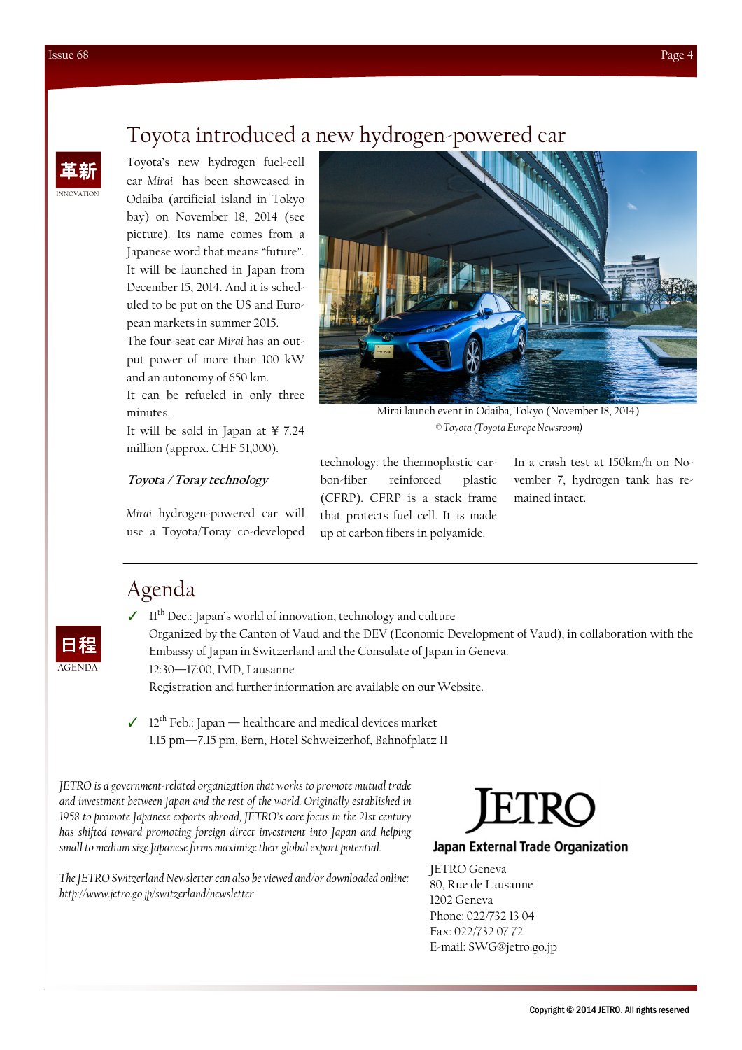# Toyota introduced a new hydrogen-powered car

革新
INNOVATION

Toyota's new hydrogen fuel-cell car *Mirai* has been showcased in Odaiba (artificial island in Tokyo bay) on November 18, 2014 (see picture). Its name comes from a Japanese word that means "future". It will be launched in Japan from December 15, 2014. And it is scheduled to be put on the US and European markets in summer 2015.

The four-seat car *Mirai* has an output power of more than 100 kW and an autonomy of 650 km.

It can be refueled in only three minutes.

It will be sold in Japan at ¥ 7.24 million (approx. CHF 51,000).

Mirai launch event in Odaiba, Tokyo (November 18, 2014)
*© Toyota (Toyota Europe Newsroom)*

### *Toyota / Toray technology*

*Mirai* hydrogen-powered car will use a Toyota/Toray co-developed technology: the thermoplastic carbon-fiber reinforced plastic (CFRP). CFRP is a stack frame that protects fuel cell. It is made up of carbon fibers in polyamide.

In a crash test at 150km/h on November 7, hydrogen tank has remained intact.

---

# Agenda

日程
AGENDA

✓ 11th Dec.: Japan's world of innovation, technology and culture
Organized by the Canton of Vaud and the DEV (Economic Development of Vaud), in collaboration with the Embassy of Japan in Switzerland and the Consulate of Japan in Geneva.
12:30—17:00, IMD, Lausanne
Registration and further information are available on our Website.

✓ 12th Feb.: Japan — healthcare and medical devices market
1.15 pm—7.15 pm, Bern, Hotel Schweizerhof, Bahnofplatz 11

*JETRO is a government-related organization that works to promote mutual trade and investment between Japan and the rest of the world. Originally established in 1958 to promote Japanese exports abroad, JETRO's core focus in the 21st century has shifted toward promoting foreign direct investment into Japan and helping small to medium size Japanese firms maximize their global export potential.*

*The JETRO Switzerland Newsletter can also be viewed and/or downloaded online: http://www.jetro.go.jp/switzerland/newsletter*

**JETRO**
**Japan External Trade Organization**

JETRO Geneva
80, Rue de Lausanne
1202 Geneva
Phone: 022/732 13 04
Fax: 022/732 07 72
E-mail: SWG@jetro.go.jp

Copyright © 2014 JETRO. All rights reserved